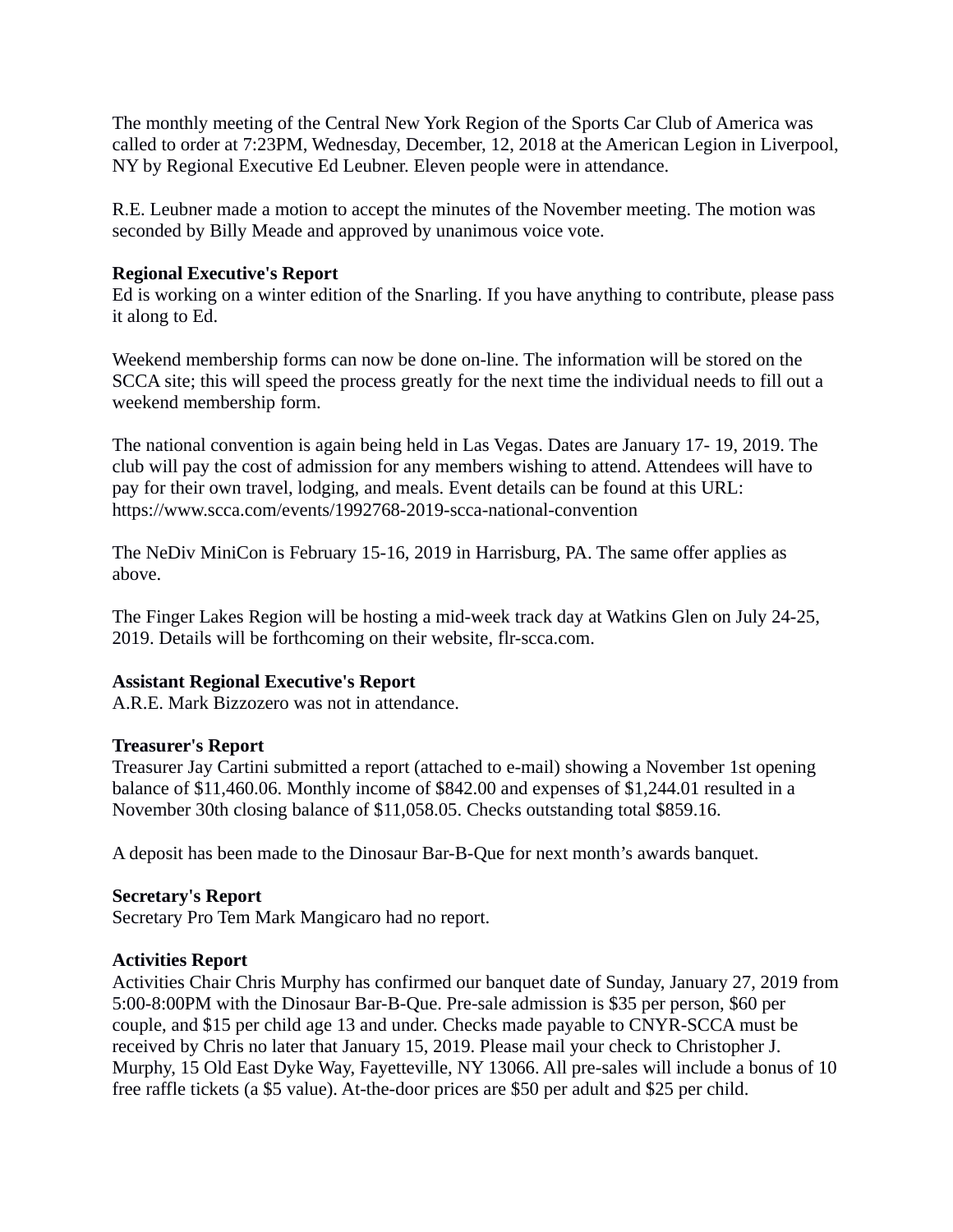The monthly meeting of the Central New York Region of the Sports Car Club of America was called to order at 7:23PM, Wednesday, December, 12, 2018 at the American Legion in Liverpool, NY by Regional Executive Ed Leubner. Eleven people were in attendance.

R.E. Leubner made a motion to accept the minutes of the November meeting. The motion was seconded by Billy Meade and approved by unanimous voice vote.

**Regional Executive's Report**
Ed is working on a winter edition of the Snarling. If you have anything to contribute, please pass it along to Ed.

Weekend membership forms can now be done on-line. The information will be stored on the SCCA site; this will speed the process greatly for the next time the individual needs to fill out a weekend membership form.

The national convention is again being held in Las Vegas. Dates are January 17- 19, 2019. The club will pay the cost of admission for any members wishing to attend. Attendees will have to pay for their own travel, lodging, and meals. Event details can be found at this URL: https://www.scca.com/events/1992768-2019-scca-national-convention

The NeDiv MiniCon is February 15-16, 2019 in Harrisburg, PA. The same offer applies as above.

The Finger Lakes Region will be hosting a mid-week track day at Watkins Glen on July 24-25, 2019. Details will be forthcoming on their website, flr-scca.com.

**Assistant Regional Executive's Report**
A.R.E. Mark Bizzozero was not in attendance.

**Treasurer's Report**
Treasurer Jay Cartini submitted a report (attached to e-mail) showing a November 1st opening balance of $11,460.06. Monthly income of $842.00 and expenses of $1,244.01 resulted in a November 30th closing balance of $11,058.05. Checks outstanding total $859.16.

A deposit has been made to the Dinosaur Bar-B-Que for next month's awards banquet.

**Secretary's Report**
Secretary Pro Tem Mark Mangicaro had no report.

**Activities Report**
Activities Chair Chris Murphy has confirmed our banquet date of Sunday, January 27, 2019 from 5:00-8:00PM with the Dinosaur Bar-B-Que. Pre-sale admission is $35 per person, $60 per couple, and $15 per child age 13 and under. Checks made payable to CNYR-SCCA must be received by Chris no later that January 15, 2019. Please mail your check to Christopher J. Murphy, 15 Old East Dyke Way, Fayetteville, NY 13066. All pre-sales will include a bonus of 10 free raffle tickets (a $5 value). At-the-door prices are $50 per adult and $25 per child.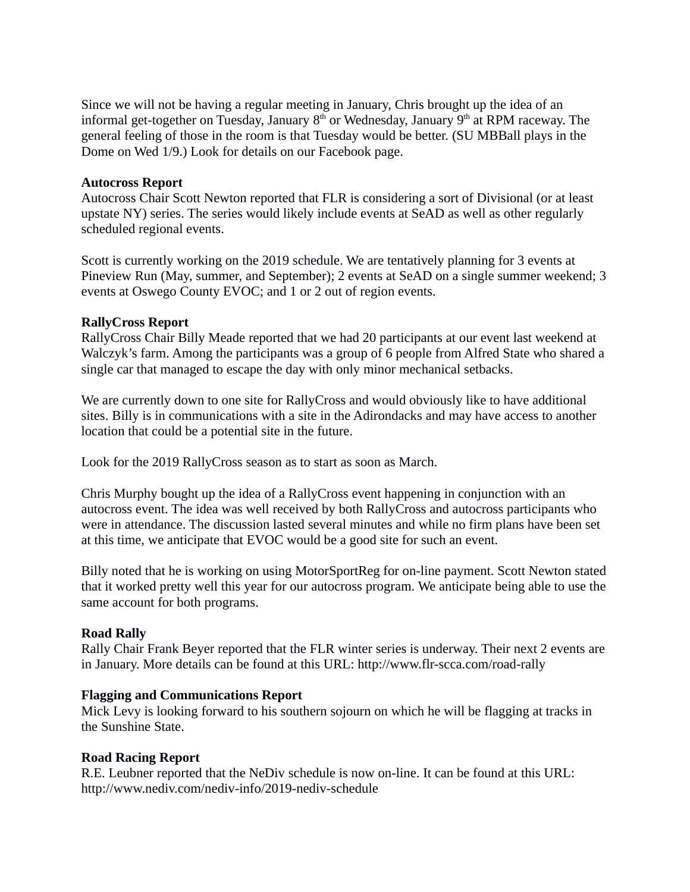Since we will not be having a regular meeting in January, Chris brought up the idea of an informal get-together on Tuesday, January 8th or Wednesday, January 9th at RPM raceway. The general feeling of those in the room is that Tuesday would be better. (SU MBBall plays in the Dome on Wed 1/9.) Look for details on our Facebook page.

**Autocross Report**
Autocross Chair Scott Newton reported that FLR is considering a sort of Divisional (or at least upstate NY) series. The series would likely include events at SeAD as well as other regularly scheduled regional events.

Scott is currently working on the 2019 schedule. We are tentatively planning for 3 events at Pineview Run (May, summer, and September); 2 events at SeAD on a single summer weekend; 3 events at Oswego County EVOC; and 1 or 2 out of region events.

**RallyCross Report**
RallyCross Chair Billy Meade reported that we had 20 participants at our event last weekend at Walczyk's farm. Among the participants was a group of 6 people from Alfred State who shared a single car that managed to escape the day with only minor mechanical setbacks.

We are currently down to one site for RallyCross and would obviously like to have additional sites. Billy is in communications with a site in the Adirondacks and may have access to another location that could be a potential site in the future.

Look for the 2019 RallyCross season as to start as soon as March.

Chris Murphy bought up the idea of a RallyCross event happening in conjunction with an autocross event. The idea was well received by both RallyCross and autocross participants who were in attendance. The discussion lasted several minutes and while no firm plans have been set at this time, we anticipate that EVOC would be a good site for such an event.

Billy noted that he is working on using MotorSportReg for on-line payment. Scott Newton stated that it worked pretty well this year for our autocross program. We anticipate being able to use the same account for both programs.

**Road Rally**
Rally Chair Frank Beyer reported that the FLR winter series is underway. Their next 2 events are in January. More details can be found at this URL: http://www.flr-scca.com/road-rally

**Flagging and Communications Report**
Mick Levy is looking forward to his southern sojourn on which he will be flagging at tracks in the Sunshine State.

**Road Racing Report**
R.E. Leubner reported that the NeDiv schedule is now on-line. It can be found at this URL: http://www.nediv.com/nediv-info/2019-nediv-schedule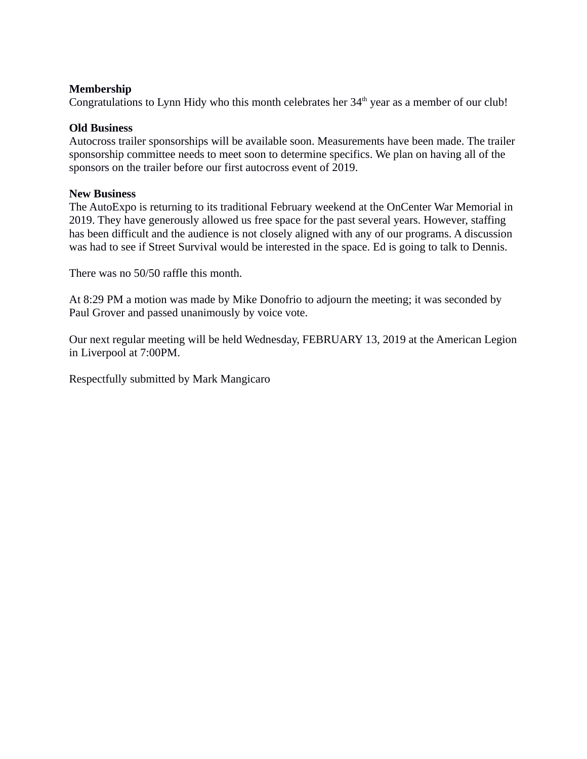**Membership**
Congratulations to Lynn Hidy who this month celebrates her 34th year as a member of our club!

**Old Business**
Autocross trailer sponsorships will be available soon. Measurements have been made. The trailer sponsorship committee needs to meet soon to determine specifics. We plan on having all of the sponsors on the trailer before our first autocross event of 2019.

**New Business**
The AutoExpo is returning to its traditional February weekend at the OnCenter War Memorial in 2019. They have generously allowed us free space for the past several years. However, staffing has been difficult and the audience is not closely aligned with any of our programs. A discussion was had to see if Street Survival would be interested in the space. Ed is going to talk to Dennis.

There was no 50/50 raffle this month.

At 8:29 PM a motion was made by Mike Donofrio to adjourn the meeting; it was seconded by Paul Grover and passed unanimously by voice vote.

Our next regular meeting will be held Wednesday, FEBRUARY 13, 2019 at the American Legion in Liverpool at 7:00PM.

Respectfully submitted by Mark Mangicaro